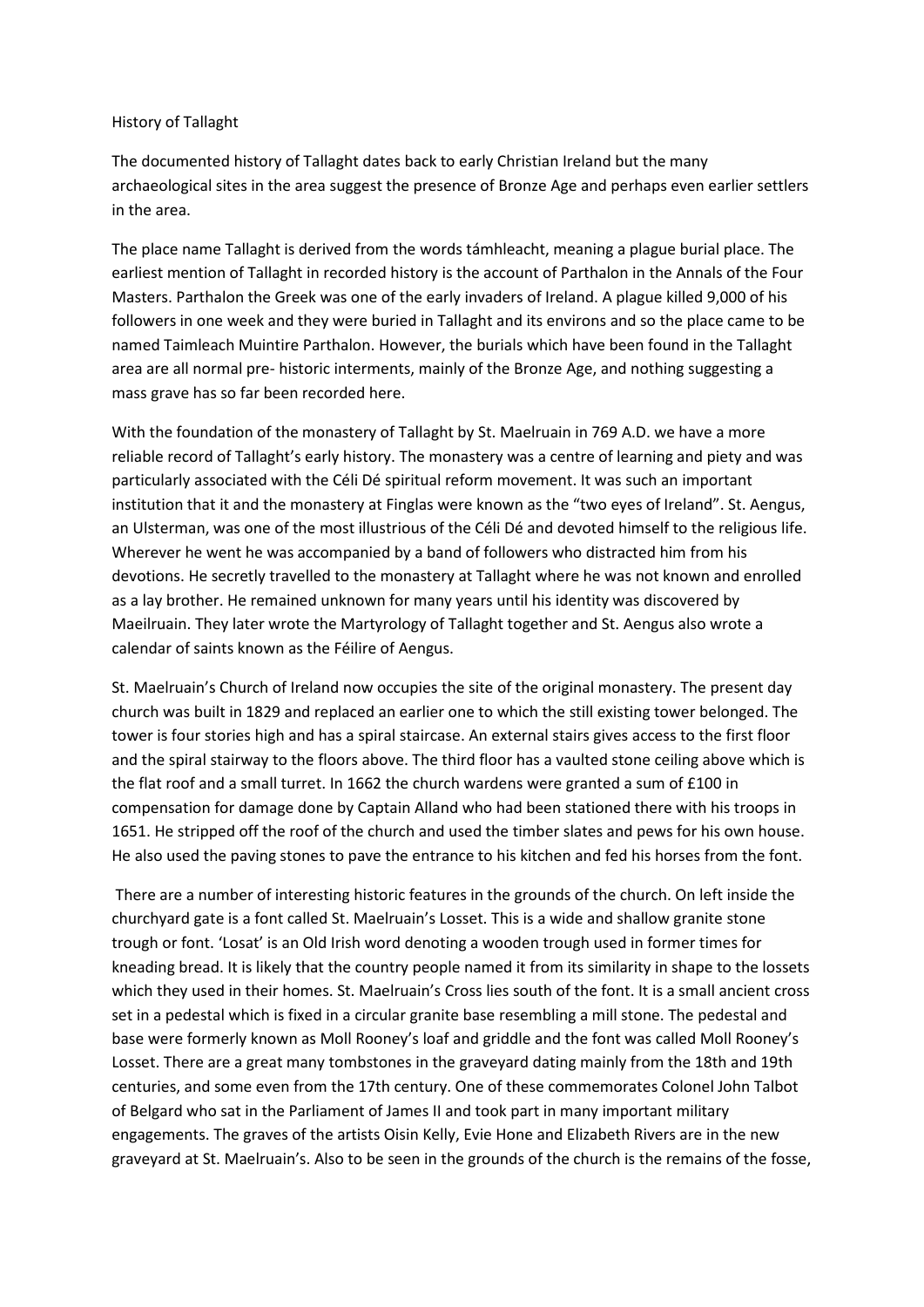# History of Tallaght

The documented history of Tallaght dates back to early Christian Ireland but the many archaeological sites in the area suggest the presence of Bronze Age and perhaps even earlier settlers in the area.

The place name Tallaght is derived from the words támhleacht, meaning a plague burial place. The earliest mention of Tallaght in recorded history is the account of Parthalon in the Annals of the Four Masters. Parthalon the Greek was one of the early invaders of Ireland. A plague killed 9,000 of his followers in one week and they were buried in Tallaght and its environs and so the place came to be named Taimleach Muintire Parthalon. However, the burials which have been found in the Tallaght area are all normal pre- historic interments, mainly of the Bronze Age, and nothing suggesting a mass grave has so far been recorded here.

With the foundation of the monastery of Tallaght by St. Maelruain in 769 A.D. we have a more reliable record of Tallaght's early history. The monastery was a centre of learning and piety and was particularly associated with the Céli Dé spiritual reform movement. It was such an important institution that it and the monastery at Finglas were known as the "two eyes of Ireland". St. Aengus, an Ulsterman, was one of the most illustrious of the Céli Dé and devoted himself to the religious life. Wherever he went he was accompanied by a band of followers who distracted him from his devotions. He secretly travelled to the monastery at Tallaght where he was not known and enrolled as a lay brother. He remained unknown for many years until his identity was discovered by Maeilruain. They later wrote the Martyrology of Tallaght together and St. Aengus also wrote a calendar of saints known as the Féilire of Aengus.

St. Maelruain's Church of Ireland now occupies the site of the original monastery. The present day church was built in 1829 and replaced an earlier one to which the still existing tower belonged. The tower is four stories high and has a spiral staircase. An external stairs gives access to the first floor and the spiral stairway to the floors above. The third floor has a vaulted stone ceiling above which is the flat roof and a small turret. In 1662 the church wardens were granted a sum of £100 in compensation for damage done by Captain Alland who had been stationed there with his troops in 1651. He stripped off the roof of the church and used the timber slates and pews for his own house. He also used the paving stones to pave the entrance to his kitchen and fed his horses from the font.

There are a number of interesting historic features in the grounds of the church. On left inside the churchyard gate is a font called St. Maelruain's Losset. This is a wide and shallow granite stone trough or font. 'Losat' is an Old Irish word denoting a wooden trough used in former times for kneading bread. It is likely that the country people named it from its similarity in shape to the lossets which they used in their homes. St. Maelruain's Cross lies south of the font. It is a small ancient cross set in a pedestal which is fixed in a circular granite base resembling a mill stone. The pedestal and base were formerly known as Moll Rooney's loaf and griddle and the font was called Moll Rooney's Losset. There are a great many tombstones in the graveyard dating mainly from the 18th and 19th centuries, and some even from the 17th century. One of these commemorates Colonel John Talbot of Belgard who sat in the Parliament of James II and took part in many important military engagements. The graves of the artists Oisin Kelly, Evie Hone and Elizabeth Rivers are in the new graveyard at St. Maelruain's. Also to be seen in the grounds of the church is the remains of the fosse,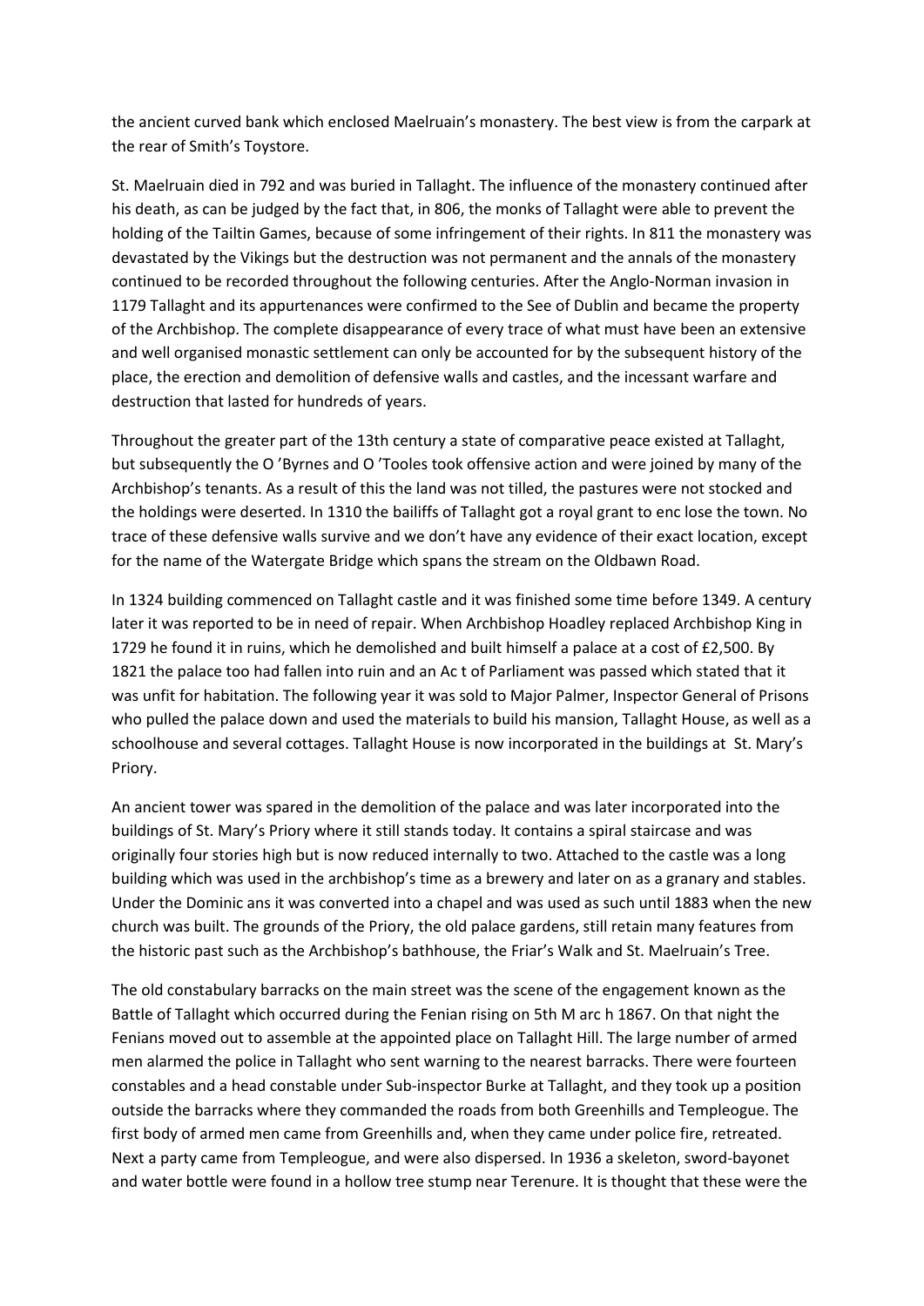the ancient curved bank which enclosed Maelruain's monastery. The best view is from the carpark at the rear of Smith's Toystore.

St. Maelruain died in 792 and was buried in Tallaght. The influence of the monastery continued after his death, as can be judged by the fact that, in 806, the monks of Tallaght were able to prevent the holding of the Tailtin Games, because of some infringement of their rights. In 811 the monastery was devastated by the Vikings but the destruction was not permanent and the annals of the monastery continued to be recorded throughout the following centuries. After the Anglo-Norman invasion in 1179 Tallaght and its appurtenances were confirmed to the See of Dublin and became the property of the Archbishop. The complete disappearance of every trace of what must have been an extensive and well organised monastic settlement can only be accounted for by the subsequent history of the place, the erection and demolition of defensive walls and castles, and the incessant warfare and destruction that lasted for hundreds of years.

Throughout the greater part of the 13th century a state of comparative peace existed at Tallaght, but subsequently the O 'Byrnes and O 'Tooles took offensive action and were joined by many of the Archbishop's tenants. As a result of this the land was not tilled, the pastures were not stocked and the holdings were deserted. In 1310 the bailiffs of Tallaght got a royal grant to enc lose the town. No trace of these defensive walls survive and we don't have any evidence of their exact location, except for the name of the Watergate Bridge which spans the stream on the Oldbawn Road.

In 1324 building commenced on Tallaght castle and it was finished some time before 1349. A century later it was reported to be in need of repair. When Archbishop Hoadley replaced Archbishop King in 1729 he found it in ruins, which he demolished and built himself a palace at a cost of £2,500. By 1821 the palace too had fallen into ruin and an Ac t of Parliament was passed which stated that it was unfit for habitation. The following year it was sold to Major Palmer, Inspector General of Prisons who pulled the palace down and used the materials to build his mansion, Tallaght House, as well as a schoolhouse and several cottages. Tallaght House is now incorporated in the buildings at St. Mary's Priory.

An ancient tower was spared in the demolition of the palace and was later incorporated into the buildings of St. Mary's Priory where it still stands today. It contains a spiral staircase and was originally four stories high but is now reduced internally to two. Attached to the castle was a long building which was used in the archbishop's time as a brewery and later on as a granary and stables. Under the Dominic ans it was converted into a chapel and was used as such until 1883 when the new church was built. The grounds of the Priory, the old palace gardens, still retain many features from the historic past such as the Archbishop's bathhouse, the Friar's Walk and St. Maelruain's Tree.

The old constabulary barracks on the main street was the scene of the engagement known as the Battle of Tallaght which occurred during the Fenian rising on 5th M arc h 1867. On that night the Fenians moved out to assemble at the appointed place on Tallaght Hill. The large number of armed men alarmed the police in Tallaght who sent warning to the nearest barracks. There were fourteen constables and a head constable under Sub-inspector Burke at Tallaght, and they took up a position outside the barracks where they commanded the roads from both Greenhills and Templeogue. The first body of armed men came from Greenhills and, when they came under police fire, retreated. Next a party came from Templeogue, and were also dispersed. In 1936 a skeleton, sword-bayonet and water bottle were found in a hollow tree stump near Terenure. It is thought that these were the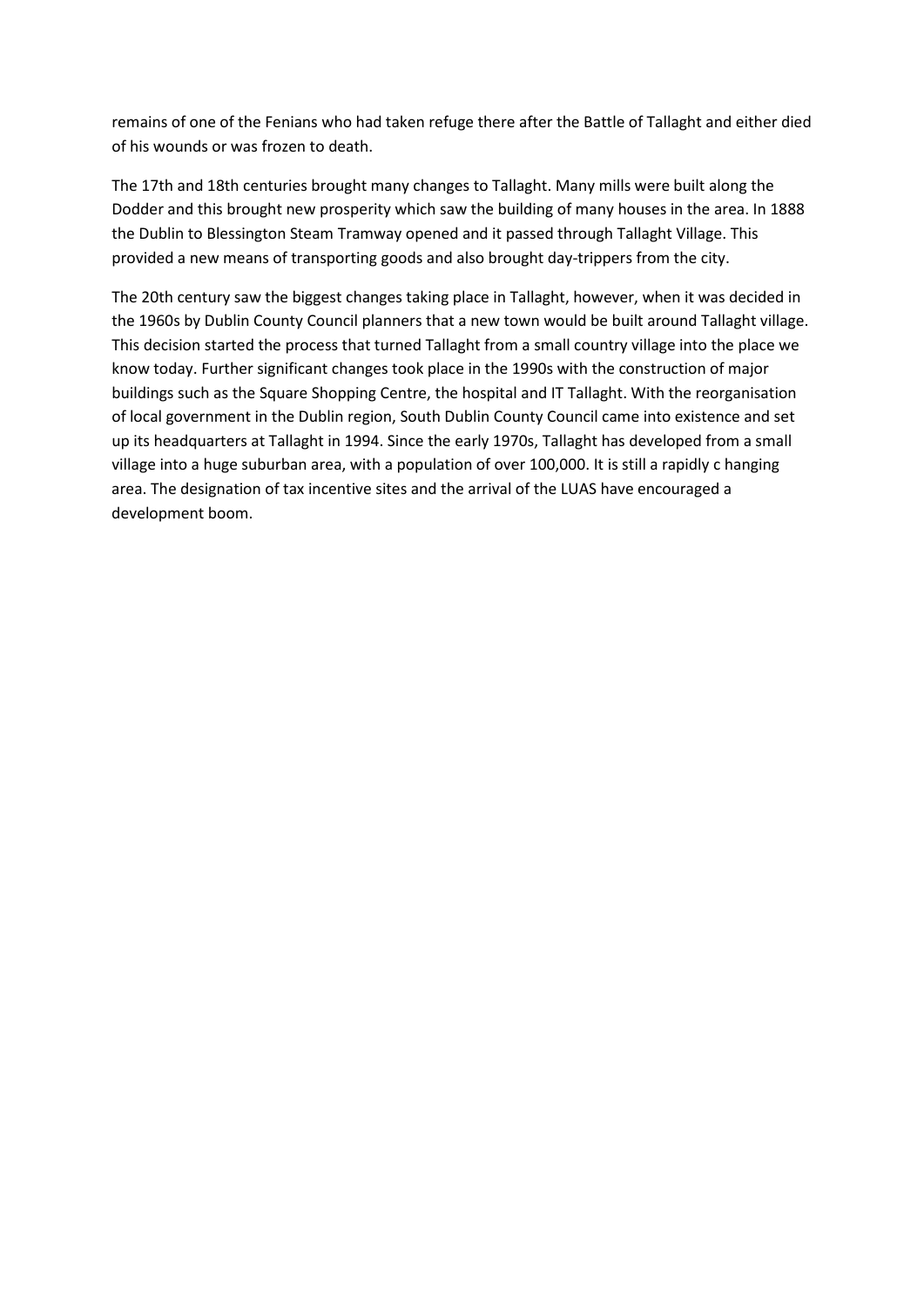remains of one of the Fenians who had taken refuge there after the Battle of Tallaght and either died of his wounds or was frozen to death.

The 17th and 18th centuries brought many changes to Tallaght. Many mills were built along the Dodder and this brought new prosperity which saw the building of many houses in the area. In 1888 the Dublin to Blessington Steam Tramway opened and it passed through Tallaght Village. This provided a new means of transporting goods and also brought day-trippers from the city.

The 20th century saw the biggest changes taking place in Tallaght, however, when it was decided in the 1960s by Dublin County Council planners that a new town would be built around Tallaght village. This decision started the process that turned Tallaght from a small country village into the place we know today. Further significant changes took place in the 1990s with the construction of major buildings such as the Square Shopping Centre, the hospital and IT Tallaght. With the reorganisation of local government in the Dublin region, South Dublin County Council came into existence and set up its headquarters at Tallaght in 1994. Since the early 1970s, Tallaght has developed from a small village into a huge suburban area, with a population of over 100,000. It is still a rapidly c hanging area. The designation of tax incentive sites and the arrival of the LUAS have encouraged a development boom.